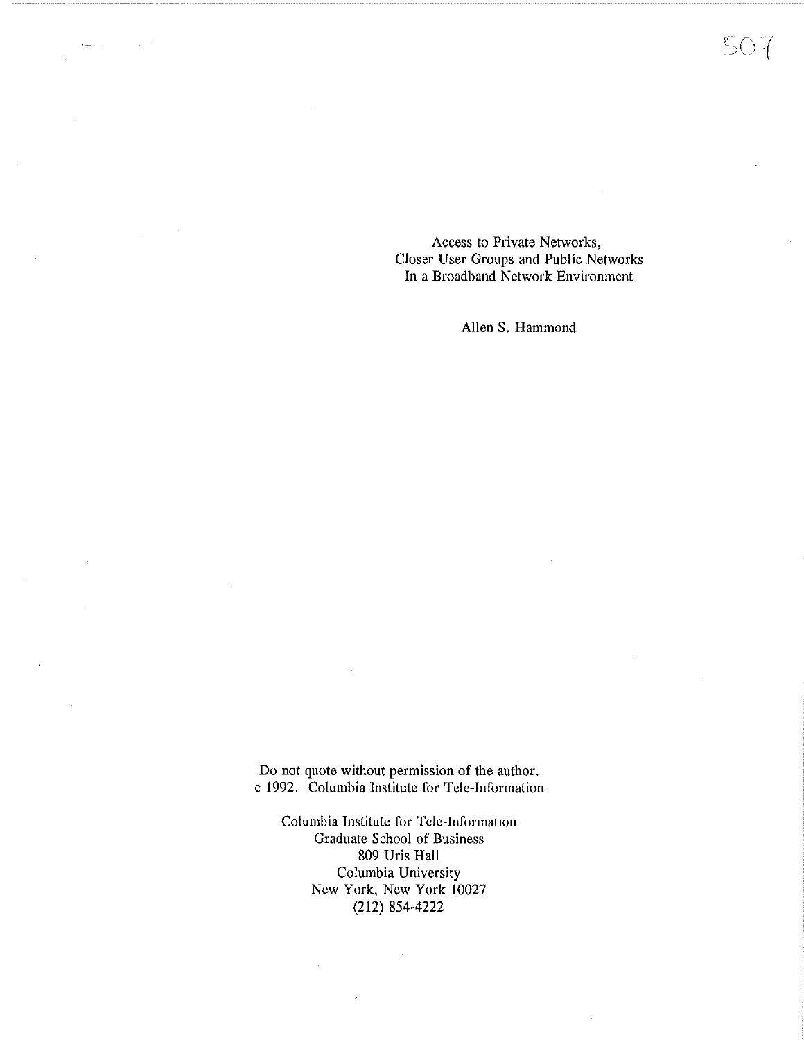Access to Private Networks,
Closer User Groups and Public Networks
In a Broadband Network Environment

Allen S. Hammond

Do not quote without permission of the author.
c 1992. Columbia Institute for Tele-Information

Columbia Institute for Tele-Information
Graduate School of Business
809 Uris Hall
Columbia University
New York, New York 10027
(212) 854-4222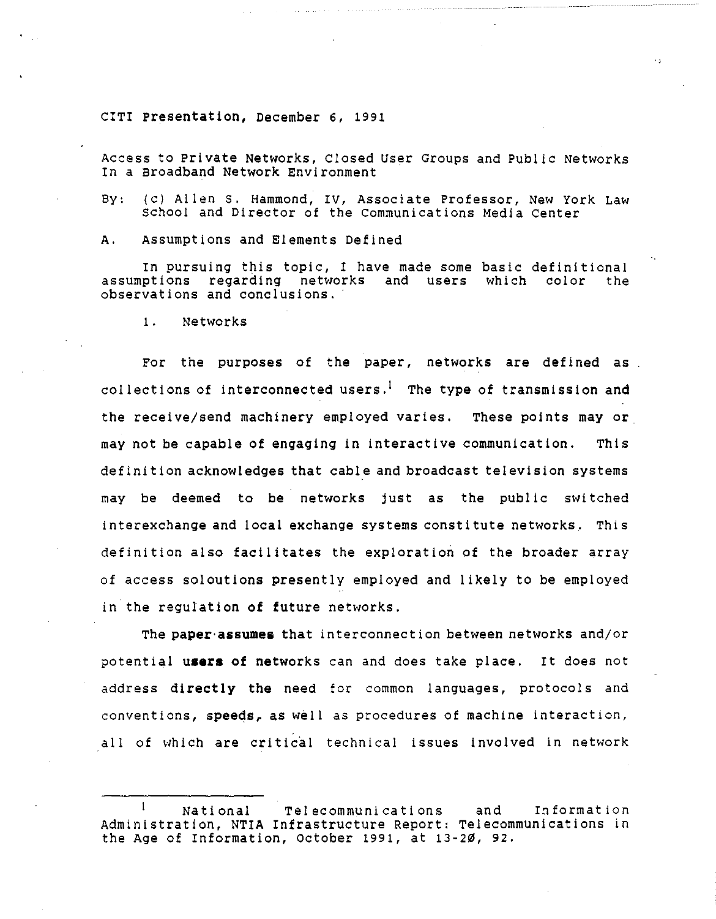CITI Presentation, December 6, 1991

Access to Private Networks, Closed User Groups and Public Networks In a Broadband Network Environment

By: (c) Allen S. Hammond, IV, Associate Professor, New York Law School and Director of the Communications Media Center

## A. Assumptions and Elements Defined

In pursuing this topic, I have made some basic definitional assumptions regarding networks and users which color the observations and conclusions.

### 1. Networks

For the purposes of the paper, networks are defined as collections of interconnected users.[1] The type of transmission and the receive/send machinery employed varies. These points may or may not be capable of engaging in interactive communication. This definition acknowledges that cable and broadcast television systems may be deemed to be networks just as the public switched interexchange and local exchange systems constitute networks. This definition also facilitates the exploration of the broader array of access soloutions presently employed and likely to be employed in the regulation of future networks.

The paper assumes that interconnection between networks and/or potential users of networks can and does take place. It does not address directly the need for common languages, protocols and conventions, speeds, as well as procedures of machine interaction, all of which are critical technical issues involved in network

---

[1] National Telecommunications and Information Administration, NTIA Infrastructure Report: Telecommunications in the Age of Information, October 1991, at 13-20, 92.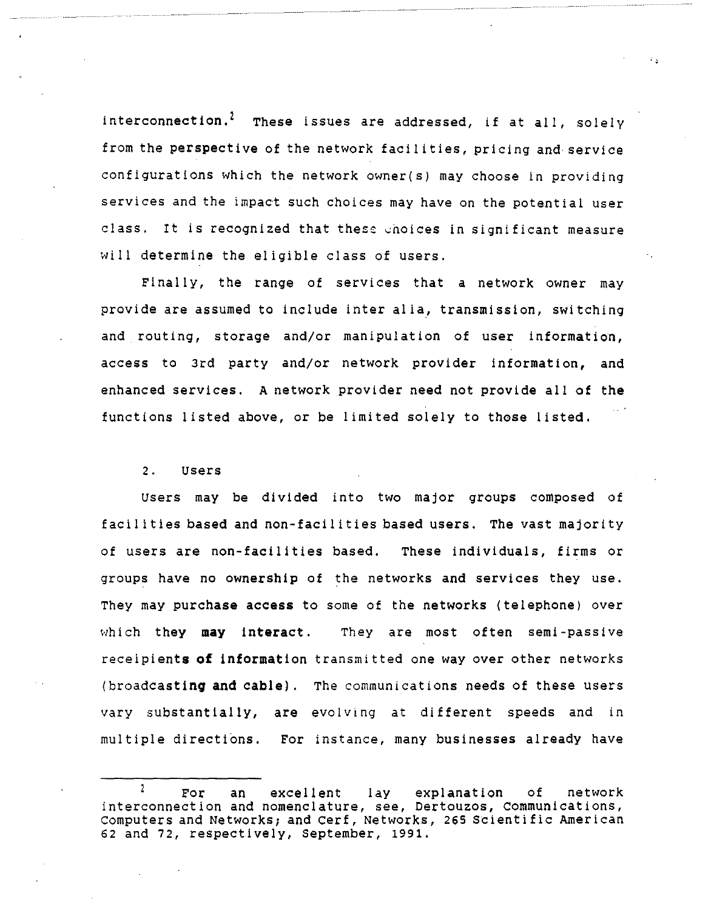interconnection.[2] These issues are addressed, if at all, solely from the perspective of the network facilities, pricing and service configurations which the network owner(s) may choose in providing services and the impact such choices may have on the potential user class. It is recognized that these choices in significant measure will determine the eligible class of users.

Finally, the range of services that a network owner may provide are assumed to include inter alia, transmission, switching and routing, storage and/or manipulation of user information, access to 3rd party and/or network provider information, and enhanced services. A network provider need not provide all of the functions listed above, or be limited solely to those listed.

2. Users

Users may be divided into two major groups composed of facilities based and non-facilities based users. The vast majority of users are non-facilities based. These individuals, firms or groups have no ownership of the networks and services they use. They may purchase access to some of the networks (telephone) over which they may interact. They are most often semi-passive receipients of information transmitted one way over other networks (broadcasting and cable). The communications needs of these users vary substantially, are evolving at different speeds and in multiple directions. For instance, many businesses already have

---

[2] For an excellent lay explanation of network interconnection and nomenclature, see, Dertouzos, Communications, Computers and Networks; and Cerf, Networks, 265 Scientific American 62 and 72, respectively, September, 1991.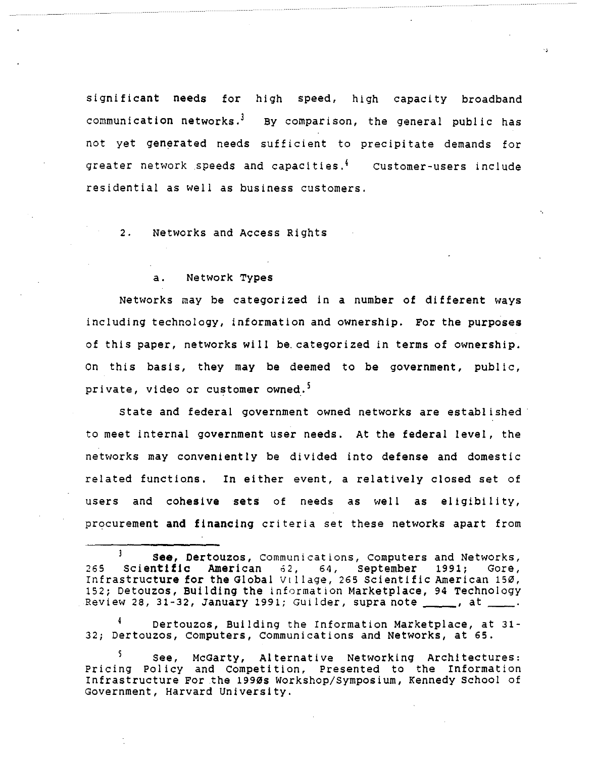significant needs for high speed, high capacity broadband communication networks.[3] By comparison, the general public has not yet generated needs sufficient to precipitate demands for greater network speeds and capacities.[4] Customer-users include residential as well as business customers.

2. Networks and Access Rights

a. Network Types

Networks may be categorized in a number of different ways including technology, information and ownership. For the purposes of this paper, networks will be categorized in terms of ownership. On this basis, they may be deemed to be government, public, private, video or customer owned.[5]

State and federal government owned networks are established to meet internal government user needs. At the federal level, the networks may conveniently be divided into defense and domestic related functions. In either event, a relatively closed set of users and cohesive sets of needs as well as eligibility, procurement and financing criteria set these networks apart from

---

[3] See, Dertouzos, Communications, Computers and Networks, 265 Scientific American 62, 64, September 1991; Gore, Infrastructure for the Global Village, 265 Scientific American 150, 152; Detouzos, Building the Information Marketplace, 94 Technology Review 28, 31-32, January 1991; Guilder, supra note _____, at _____.

[4] Dertouzos, Building the Information Marketplace, at 31-32; Dertouzos, Computers, Communications and Networks, at 65.

[5] See, McGarty, Alternative Networking Architectures: Pricing Policy and Competition, Presented to the Information Infrastructure For the 1990s Workshop/Symposium, Kennedy School of Government, Harvard University.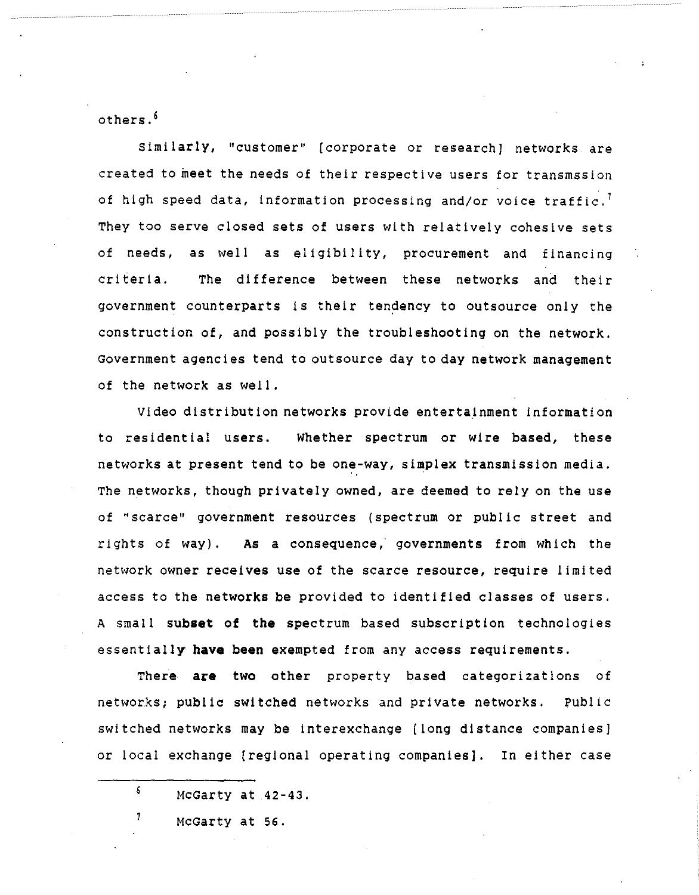others.[6]

Similarly, "customer" [corporate or research] networks are created to meet the needs of their respective users for transmssion of high speed data, information processing and/or voice traffic.[7] They too serve closed sets of users with relatively cohesive sets of needs, as well as eligibility, procurement and financing criteria. The difference between these networks and their government counterparts is their tendency to outsource only the construction of, and possibly the troubleshooting on the network. Government agencies tend to outsource day to day network management of the network as well.

Video distribution networks provide entertainment information to residential users. Whether spectrum or wire based, these networks at present tend to be one-way, simplex transmission media. The networks, though privately owned, are deemed to rely on the use of "scarce" government resources (spectrum or public street and rights of way). As a consequence, governments from which the network owner receives use of the scarce resource, require limited access to the networks be provided to identified classes of users. A small subset of the spectrum based subscription technologies essentially have been exempted from any access requirements.

There are two other property based categorizations of networks; public switched networks and private networks. Public switched networks may be interexchange [long distance companies] or local exchange [regional operating companies]. In either case

---

[6] McGarty at 42-43.

[7] McGarty at 56.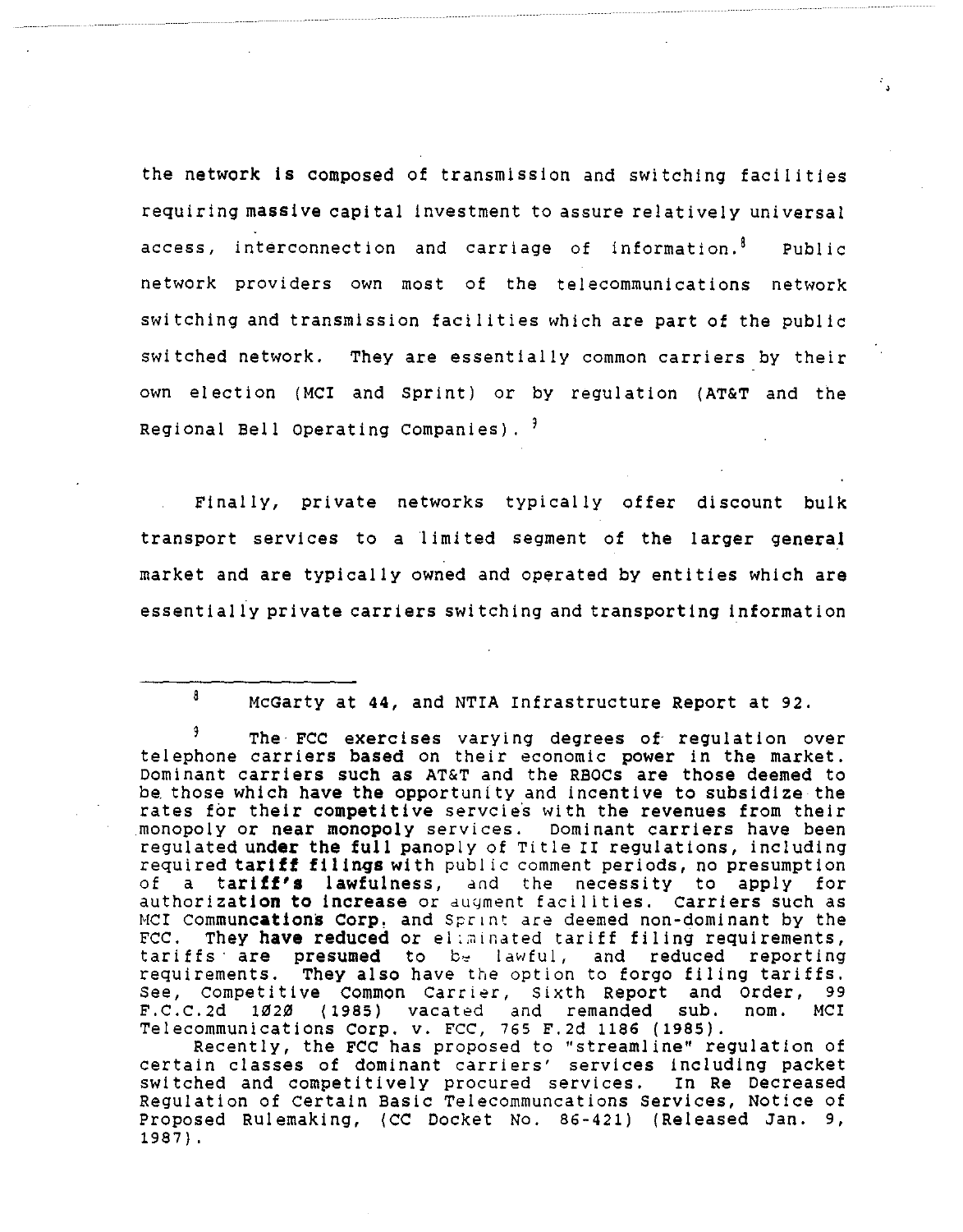the network is composed of transmission and switching facilities requiring massive capital investment to assure relatively universal access, interconnection and carriage of information.[8] Public network providers own most of the telecommunications network switching and transmission facilities which are part of the public switched network. They are essentially common carriers by their own election (MCI and Sprint) or by regulation (AT&T and the Regional Bell Operating Companies).[9]

Finally, private networks typically offer discount bulk transport services to a limited segment of the larger general market and are typically owned and operated by entities which are essentially private carriers switching and transporting information

---

[8] McGarty at 44, and NTIA Infrastructure Report at 92.

[9] The FCC exercises varying degrees of regulation over telephone carriers based on their economic power in the market. Dominant carriers such as AT&T and the RBOCs are those deemed to be those which have the opportunity and incentive to subsidize the rates for their competitive servcies with the revenues from their monopoly or near monopoly services. Dominant carriers have been regulated under the full panoply of Title II regulations, including required tariff filings with public comment periods, no presumption of a tariff's lawfulness, and the necessity to apply for authorization to increase or augment facilities. Carriers such as MCI Communcations Corp. and Sprint are deemed non-dominant by the FCC. They have reduced or eliminated tariff filing requirements, tariffs are presumed to be lawful, and reduced reporting requirements. They also have the option to forgo filing tariffs. See, Competitive Common Carrier, Sixth Report and Order, 99 F.C.C.2d 1020 (1985) vacated and remanded sub. nom. MCI Telecommunications Corp. v. FCC, 765 F.2d 1186 (1985).

Recently, the FCC has proposed to "streamline" regulation of certain classes of dominant carriers' services including packet switched and competitively procured services. In Re Decreased Regulation of Certain Basic Telecommuncations Services, Notice of Proposed Rulemaking, (CC Docket No. 86-421) (Released Jan. 9, 1987).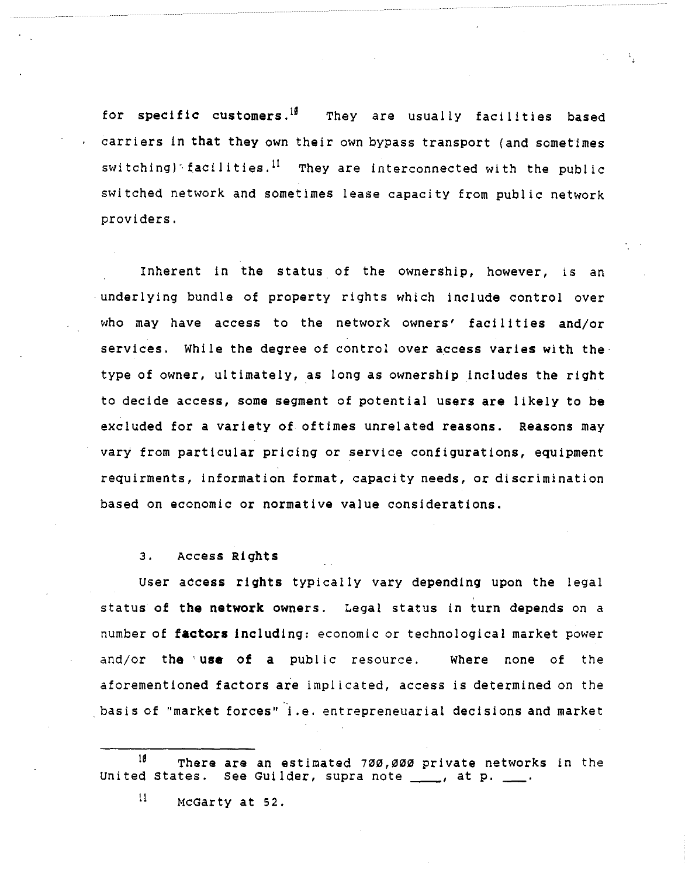for specific customers.[10] They are usually facilities based carriers in that they own their own bypass transport (and sometimes switching) facilities.[11] They are interconnected with the public switched network and sometimes lease capacity from public network providers.

Inherent in the status of the ownership, however, is an underlying bundle of property rights which include control over who may have access to the network owners' facilities and/or services. While the degree of control over access varies with the type of owner, ultimately, as long as ownership includes the right to decide access, some segment of potential users are likely to be excluded for a variety of oftimes unrelated reasons. Reasons may vary from particular pricing or service configurations, equipment requirments, information format, capacity needs, or discrimination based on economic or normative value considerations.

### 3. Access Rights

User access rights typically vary depending upon the legal status of the network owners. Legal status in turn depends on a number of factors including: economic or technological market power and/or the use of a public resource. Where none of the aforementioned factors are implicated, access is determined on the basis of "market forces" i.e. entrepreneuarial decisions and market

---

[10] There are an estimated 700,000 private networks in the United States. See Guilder, supra note ____, at p. ___.

[11] McGarty at 52.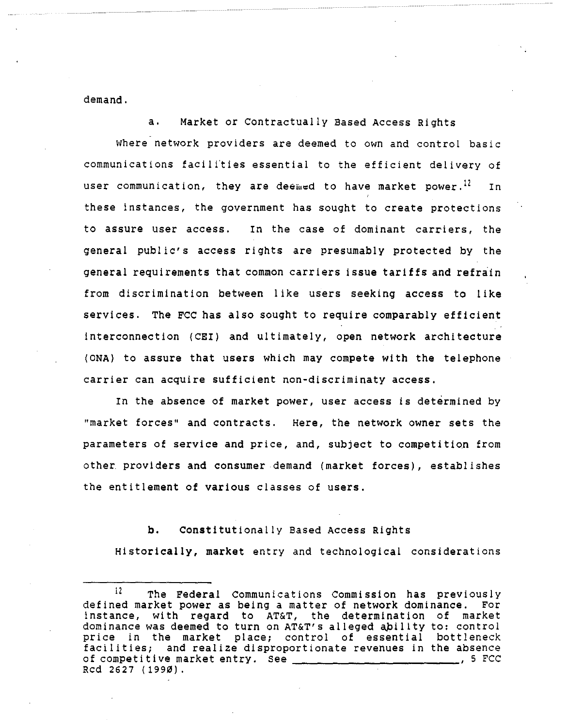demand.

a. Market or Contractually Based Access Rights

Where network providers are deemed to own and control basic communications facilities essential to the efficient delivery of user communication, they are deemed to have market power.[12] In these instances, the government has sought to create protections to assure user access. In the case of dominant carriers, the general public's access rights are presumably protected by the general requirements that common carriers issue tariffs and refrain from discrimination between like users seeking access to like services. The FCC has also sought to require comparably efficient interconnection (CEI) and ultimately, open network architecture (ONA) to assure that users which may compete with the telephone carrier can acquire sufficient non-discriminaty access.

In the absence of market power, user access is determined by "market forces" and contracts. Here, the network owner sets the parameters of service and price, and, subject to competition from other providers and consumer demand (market forces), establishes the entitlement of various classes of users.

b. Constitutionally Based Access Rights

Historically, market entry and technological considerations

---

[12] The Federal Communications Commission has previously defined market power as being a matter of network dominance. For instance, with regard to AT&T, the determination of market dominance was deemed to turn on AT&T's alleged ability to: control price in the market place; control of essential bottleneck facilities; and realize disproportionate revenues in the absence of competitive market entry. See ________________________, 5 FCC Rcd 2627 (1990).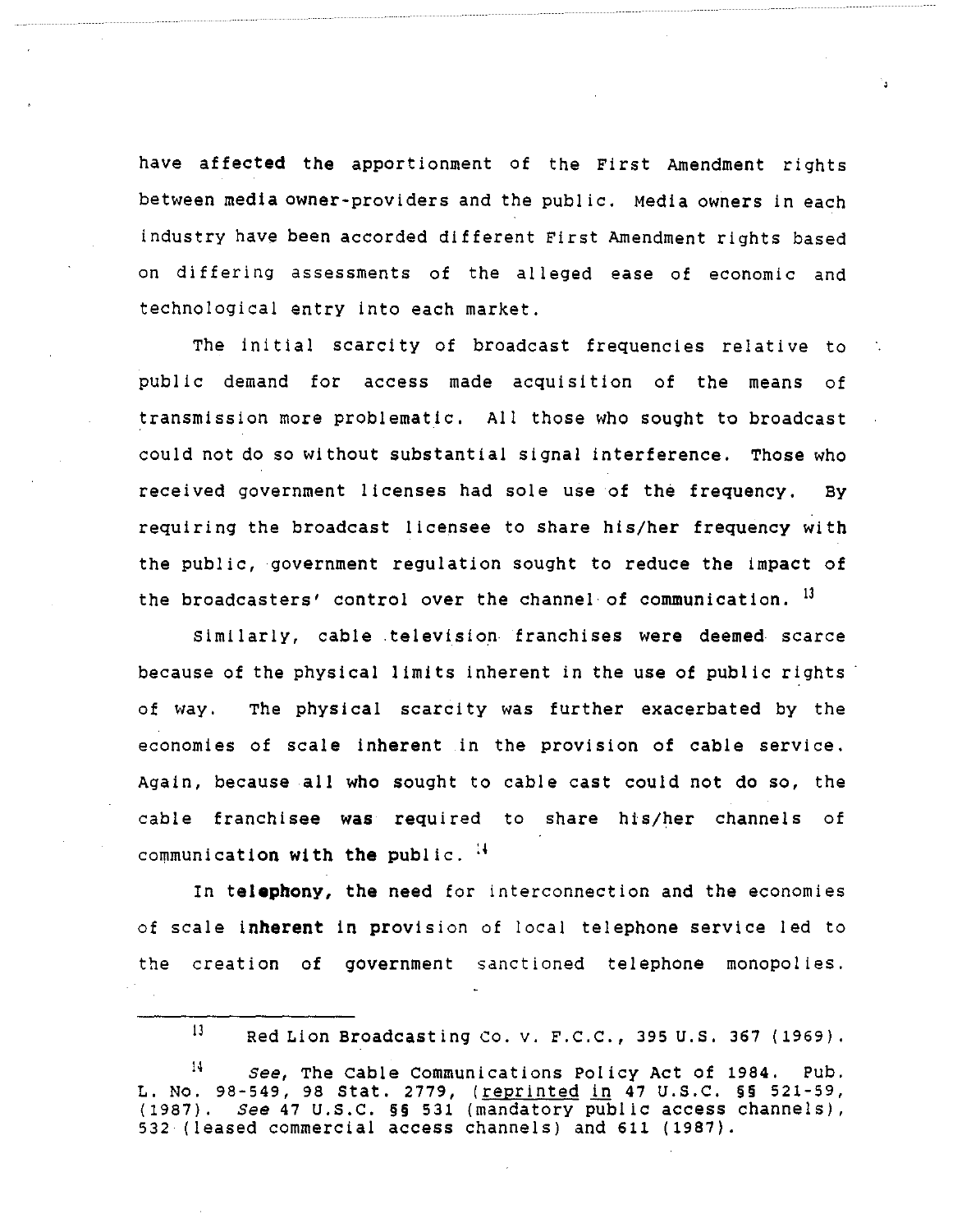have affected the apportionment of the First Amendment rights between media owner-providers and the public. Media owners in each industry have been accorded different First Amendment rights based on differing assessments of the alleged ease of economic and technological entry into each market.

The initial scarcity of broadcast frequencies relative to public demand for access made acquisition of the means of transmission more problematic. All those who sought to broadcast could not do so without substantial signal interference. Those who received government licenses had sole use of the frequency. By requiring the broadcast licensee to share his/her frequency with the public, government regulation sought to reduce the impact of the broadcasters' control over the channel of communication. [13]

Similarly, cable television franchises were deemed scarce because of the physical limits inherent in the use of public rights of way. The physical scarcity was further exacerbated by the economies of scale inherent in the provision of cable service. Again, because all who sought to cable cast could not do so, the cable franchisee was required to share his/her channels of communication with the public. [14]

In telephony, the need for interconnection and the economies of scale inherent in provision of local telephone service led to the creation of government sanctioned telephone monopolies.

---

[13] Red Lion Broadcasting Co. v. F.C.C., 395 U.S. 367 (1969).

[14] *See*, The Cable Communications Policy Act of 1984. Pub. L. No. 98-549, 98 Stat. 2779, (reprinted in 47 U.S.C. §§ 521-59, (1987). *See* 47 U.S.C. §§ 531 (mandatory public access channels), 532 (leased commercial access channels) and 611 (1987).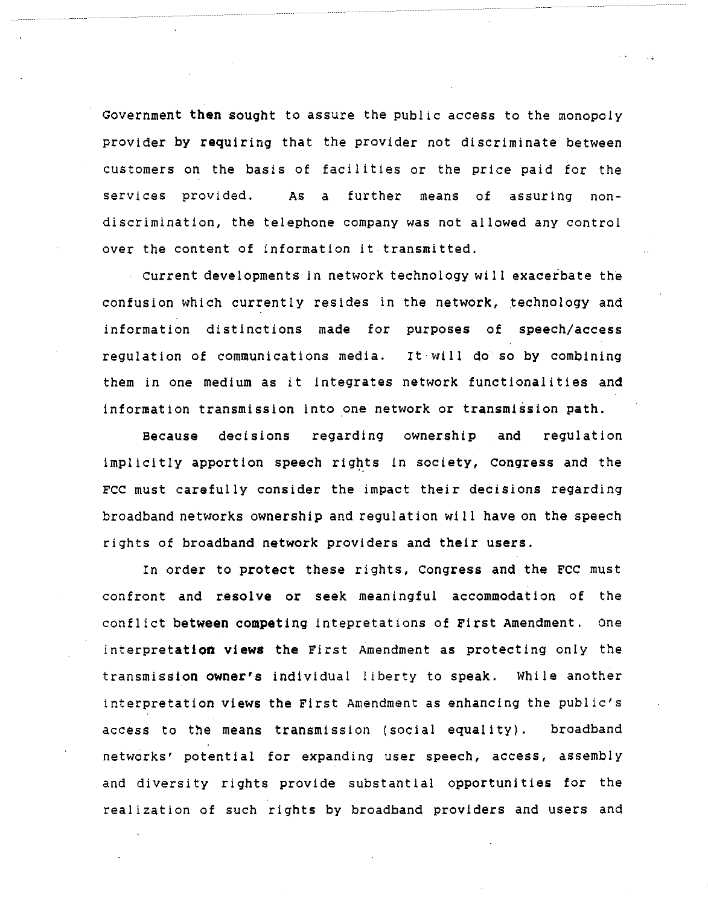Government then sought to assure the public access to the monopoly provider by requiring that the provider not discriminate between customers on the basis of facilities or the price paid for the services provided. As a further means of assuring non-discrimination, the telephone company was not allowed any control over the content of information it transmitted.

Current developments in network technology will exacerbate the confusion which currently resides in the network, technology and information distinctions made for purposes of speech/access regulation of communications media. It will do so by combining them in one medium as it integrates network functionalities and information transmission into one network or transmission path.

Because decisions regarding ownership and regulation implicitly apportion speech rights in society, Congress and the FCC must carefully consider the impact their decisions regarding broadband networks ownership and regulation will have on the speech rights of broadband network providers and their users.

In order to protect these rights, Congress and the FCC must confront and resolve or seek meaningful accommodation of the conflict between competing intepretations of First Amendment. One interpretation views the First Amendment as protecting only the transmission owner's individual liberty to speak. While another interpretation views the First Amendment as enhancing the public's access to the means transmission (social equality). broadband networks' potential for expanding user speech, access, assembly and diversity rights provide substantial opportunities for the realization of such rights by broadband providers and users and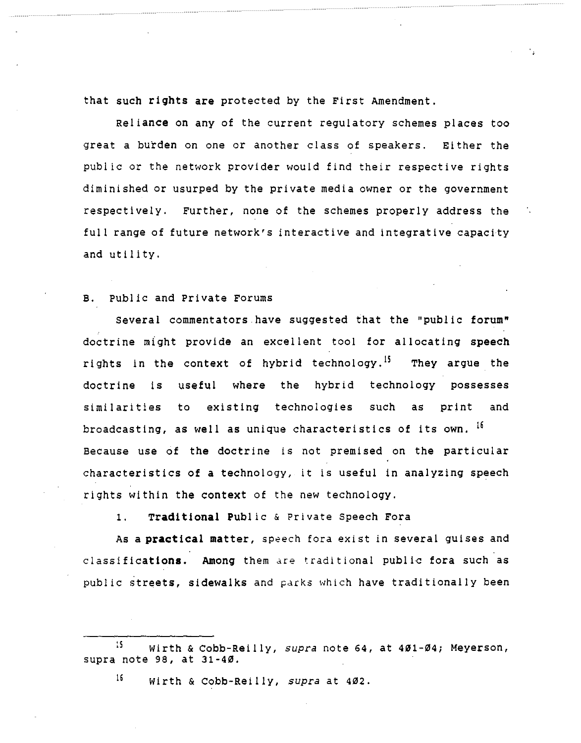that such rights are protected by the First Amendment.

Reliance on any of the current regulatory schemes places too great a burden on one or another class of speakers. Either the public or the network provider would find their respective rights diminished or usurped by the private media owner or the government respectively. Further, none of the schemes properly address the full range of future network's interactive and integrative capacity and utility.

## B. Public and Private Forums

Several commentators have suggested that the "public forum" doctrine might provide an excellent tool for allocating speech rights in the context of hybrid technology.[15] They argue the doctrine is useful where the hybrid technology possesses similarities to existing technologies such as print and broadcasting, as well as unique characteristics of its own.[16] Because use of the doctrine is not premised on the particular characteristics of a technology, it is useful in analyzing speech rights within the context of the new technology.

### 1. Traditional Public & Private Speech Fora

As a practical matter, speech fora exist in several guises and classifications. Among them are traditional public fora such as public streets, sidewalks and parks which have traditionally been

---

[15] Wirth & Cobb-Reilly, *supra* note 64, at 401-04; Meyerson, supra note 98, at 31-40.

[16] Wirth & Cobb-Reilly, *supra* at 402.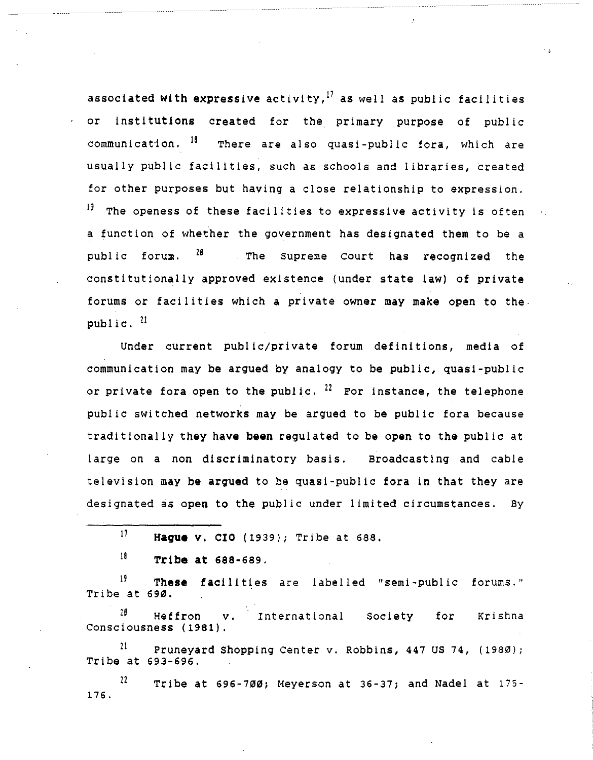associated with expressive activity,[17] as well as public facilities or institutions created for the primary purpose of public communication. [18] There are also quasi-public fora, which are usually public facilities, such as schools and libraries, created for other purposes but having a close relationship to expression. [19] The openess of these facilities to expressive activity is often a function of whether the government has designated them to be a public forum. [20] The Supreme Court has recognized the constitutionally approved existence (under state law) of private forums or facilities which a private owner may make open to the public. [21]

Under current public/private forum definitions, media of communication may be argued by analogy to be public, quasi-public or private fora open to the public. [22] For instance, the telephone public switched networks may be argued to be public fora because traditionally they have been regulated to be open to the public at large on a non discriminatory basis. Broadcasting and cable television may be argued to be quasi-public fora in that they are designated as open to the public under limited circumstances. By

---

[17] **Hague v. CIO** (1939); Tribe at 688.

[18] **Tribe at 688-689.**

[19] **These** facilities are labelled "semi-public forums." Tribe at 690.

[20] Heffron v. International Society for Krishna Consciousness (1981).

[21] Pruneyard Shopping Center v. Robbins, 447 US 74, (1980); Tribe at 693-696.

[22] Tribe at 696-700; Meyerson at 36-37; and Nadel at 175-176.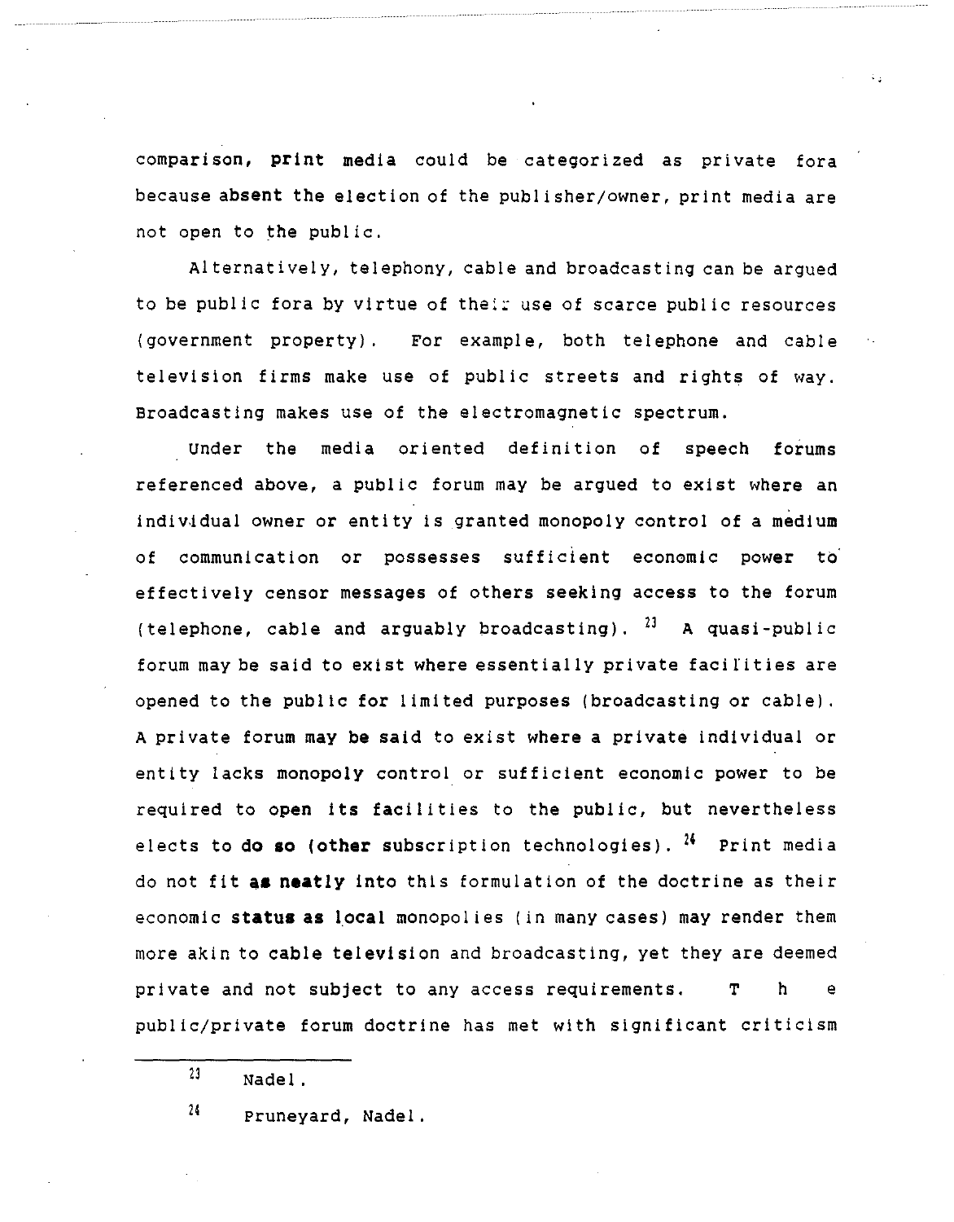comparison, print media could be categorized as private fora because absent the election of the publisher/owner, print media are not open to the public.

Alternatively, telephony, cable and broadcasting can be argued to be public fora by virtue of their use of scarce public resources (government property). For example, both telephone and cable television firms make use of public streets and rights of way. Broadcasting makes use of the electromagnetic spectrum.

Under the media oriented definition of speech forums referenced above, a public forum may be argued to exist where an individual owner or entity is granted monopoly control of a medium of communication or possesses sufficient economic power to effectively censor messages of others seeking access to the forum (telephone, cable and arguably broadcasting).[23] A quasi-public forum may be said to exist where essentially private facilities are opened to the public for limited purposes (broadcasting or cable). A private forum may be said to exist where a private individual or entity lacks monopoly control or sufficient economic power to be required to open its facilities to the public, but nevertheless elects to do so (other subscription technologies).[24] Print media do not fit as neatly into this formulation of the doctrine as their economic status as local monopolies (in many cases) may render them more akin to cable television and broadcasting, yet they are deemed private and not subject to any access requirements. The public/private forum doctrine has met with significant criticism

[23] Nadel.

[24] Pruneyard, Nadel.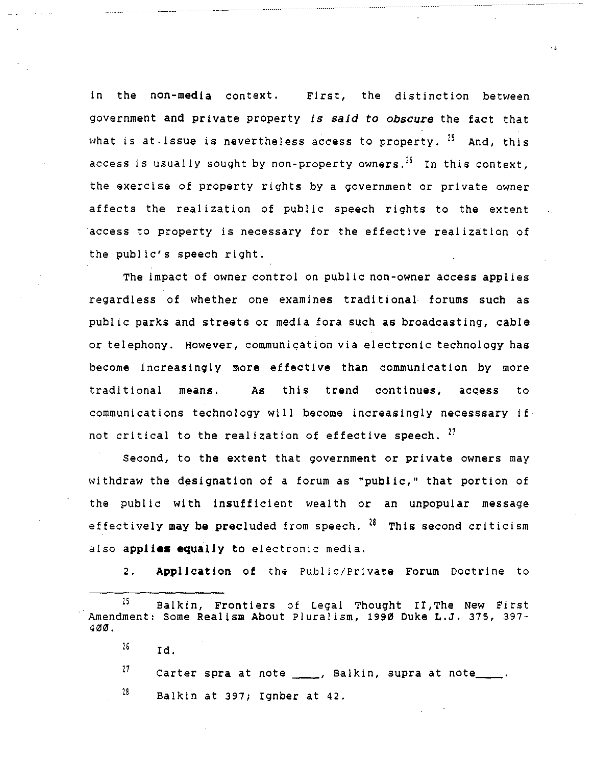in the non-media context. First, the distinction between government and private property *is said to obscure* the fact that what is at issue is nevertheless access to property.[25] And, this access is usually sought by non-property owners.[26] In this context, the exercise of property rights by a government or private owner affects the realization of public speech rights to the extent access to property is necessary for the effective realization of the public's speech right.

The impact of owner control on public non-owner access applies regardless of whether one examines traditional forums such as public parks and streets or media fora such as broadcasting, cable or telephony. However, communication via electronic technology has become increasingly more effective than communication by more traditional means. As this trend continues, access to communications technology will become increasingly necesssary if not critical to the realization of effective speech.[27]

Second, to the extent that government or private owners may withdraw the designation of a forum as "public," that portion of the public with insufficient wealth or an unpopular message effectively may be precluded from speech.[28] This second criticism also applies equally to electronic media.

2. Application of the Public/Private Forum Doctrine to

---

[25] Balkin, Frontiers of Legal Thought II,The New First Amendment: Some Realism About Pluralism, 1990 Duke L.J. 375, 397-400.

[26] Id.

[27] Carter spra at note ____, Balkin, supra at note____.

[28] Balkin at 397; Ignber at 42.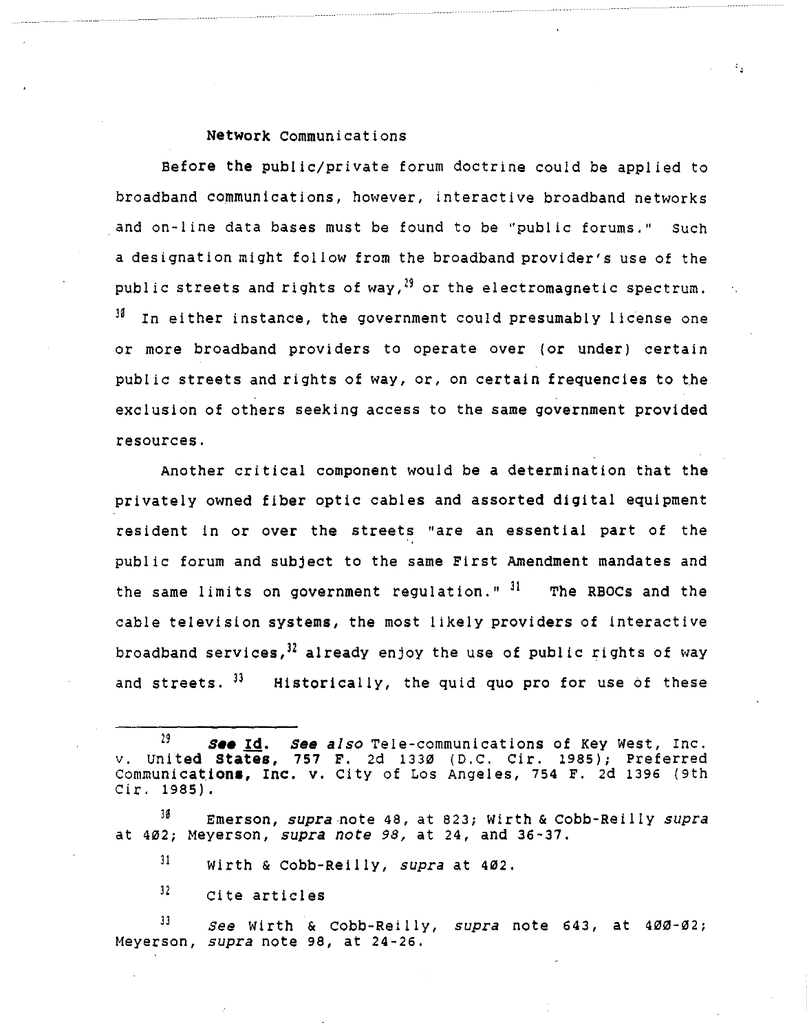## Network Communications

Before the public/private forum doctrine could be applied to broadband communications, however, interactive broadband networks and on-line data bases must be found to be "public forums." Such a designation might follow from the broadband provider's use of the public streets and rights of way,[29] or the electromagnetic spectrum.[30] In either instance, the government could presumably license one or more broadband providers to operate over (or under) certain public streets and rights of way, or, on certain frequencies to the exclusion of others seeking access to the same government provided resources.

Another critical component would be a determination that the privately owned fiber optic cables and assorted digital equipment resident in or over the streets "are an essential part of the public forum and subject to the same First Amendment mandates and the same limits on government regulation."[31] The RBOCs and the cable television systems, the most likely providers of interactive broadband services,[32] already enjoy the use of public rights of way and streets.[33] Historically, the quid quo pro for use of these

---

[29] ***See*** **Id.** *See also* Tele-communications of Key West, Inc. v. United **States, 757 F.** 2d 1330 (D.C. Cir. 1985); Preferred Communications, Inc. v. City of Los Angeles, 754 F. 2d 1396 (9th Cir. 1985).

[30] Emerson, *supra* note 48, at 823; Wirth & Cobb-Reilly *supra* at 402; Meyerson, *supra note 98,* at 24, and 36-37.

[31] Wirth & Cobb-Reilly, *supra* at 402.

[32] Cite articles

[33] *See* Wirth & Cobb-Reilly, *supra* note 643, at 400-02; Meyerson, *supra* note 98, at 24-26.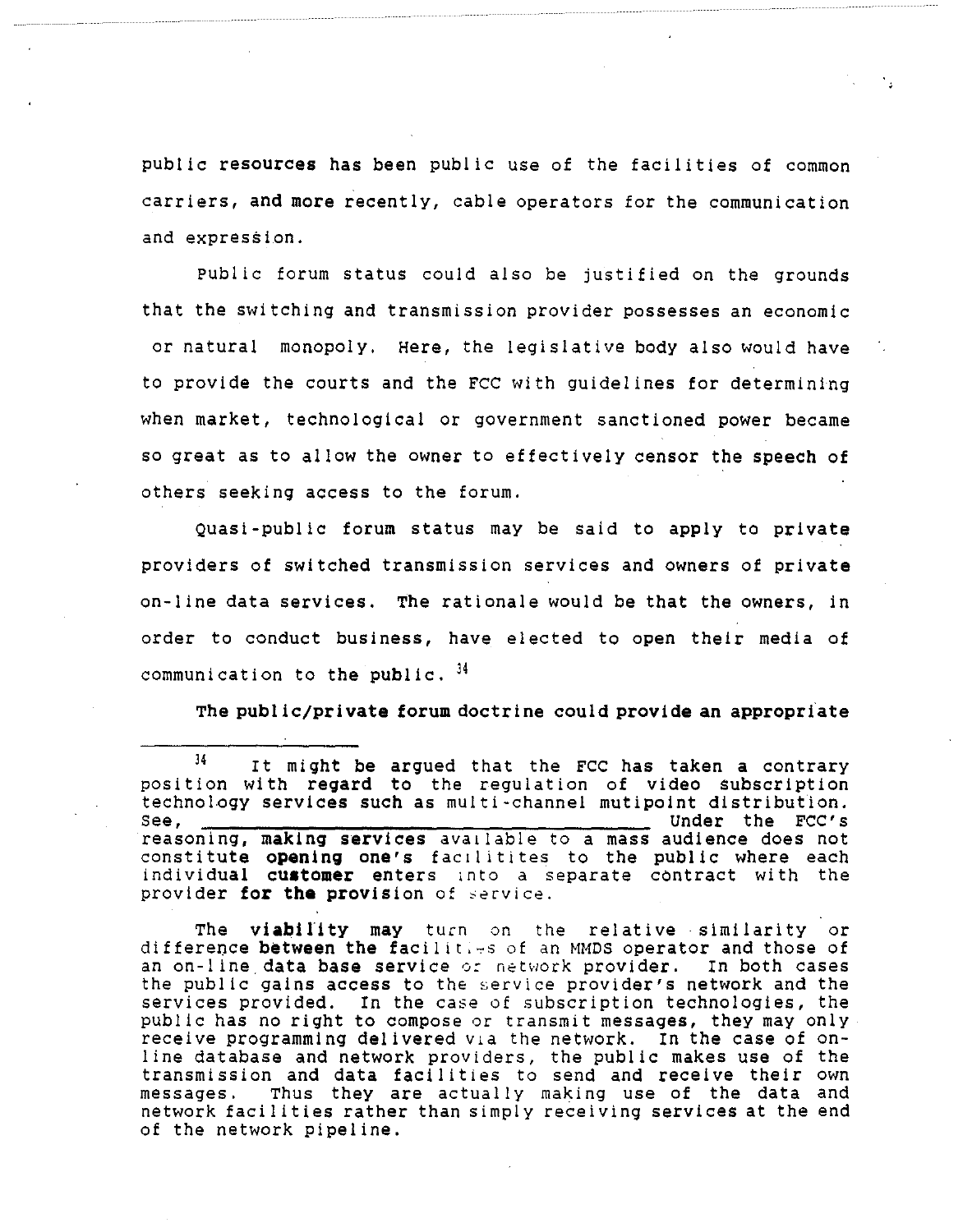public resources has been public use of the facilities of common carriers, and more recently, cable operators for the communication and expression.

Public forum status could also be justified on the grounds that the switching and transmission provider possesses an economic or natural monopoly. Here, the legislative body also would have to provide the courts and the FCC with guidelines for determining when market, technological or government sanctioned power became so great as to allow the owner to effectively censor the speech of others seeking access to the forum.

Quasi-public forum status may be said to apply to private providers of switched transmission services and owners of private on-line data services. The rationale would be that the owners, in order to conduct business, have elected to open their media of communication to the public. [34]

The public/private forum doctrine could provide an appropriate

---

[34] It might be argued that the FCC has taken a contrary position with regard to the regulation of video subscription technology services such as multi-channel mutipoint distribution. See, ______________________________ Under the FCC's reasoning, making services available to a mass audience does not constitute opening one's facilitites to the public where each individual customer enters into a separate contract with the provider for the provision of service.

The viability may turn on the relative similarity or difference between the facilities of an MMDS operator and those of an on-line data base service or network provider. In both cases the public gains access to the service provider's network and the services provided. In the case of subscription technologies, the public has no right to compose or transmit messages, they may only receive programming delivered via the network. In the case of on-line database and network providers, the public makes use of the transmission and data facilities to send and receive their own messages. Thus they are actually making use of the data and network facilities rather than simply receiving services at the end of the network pipeline.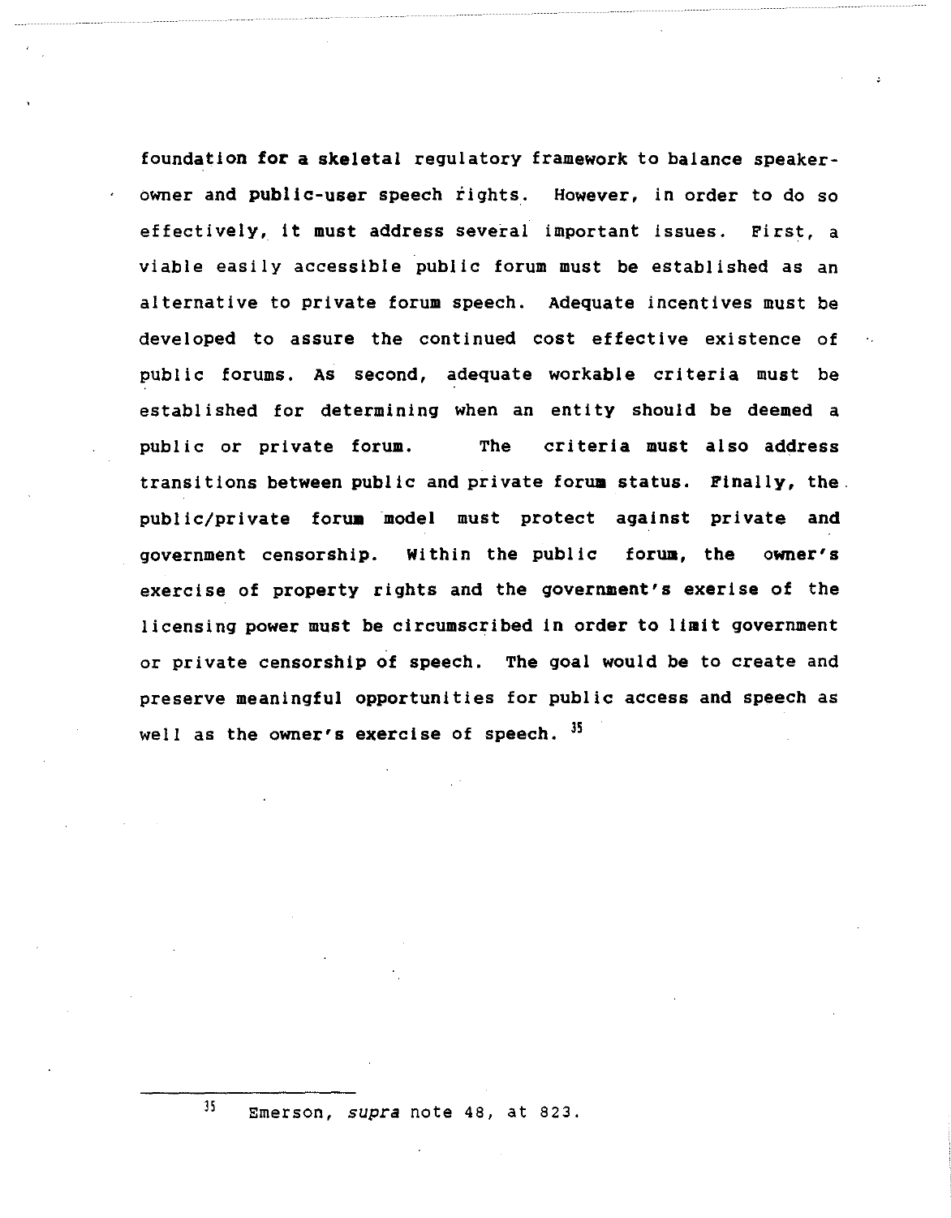foundation for a skeletal regulatory framework to balance speaker-owner and public-user speech rights. However, in order to do so effectively, it must address several important issues. First, a viable easily accessible public forum must be established as an alternative to private forum speech. Adequate incentives must be developed to assure the continued cost effective existence of public forums. As second, adequate workable criteria must be established for determining when an entity should be deemed a public or private forum. The criteria must also address transitions between public and private forum status. Finally, the public/private forum model must protect against private and government censorship. Within the public forum, the owner's exercise of property rights and the government's exerise of the licensing power must be circumscribed in order to limit government or private censorship of speech. The goal would be to create and preserve meaningful opportunities for public access and speech as well as the owner's exercise of speech. [35]

---

[35] Emerson, *supra* note 48, at 823.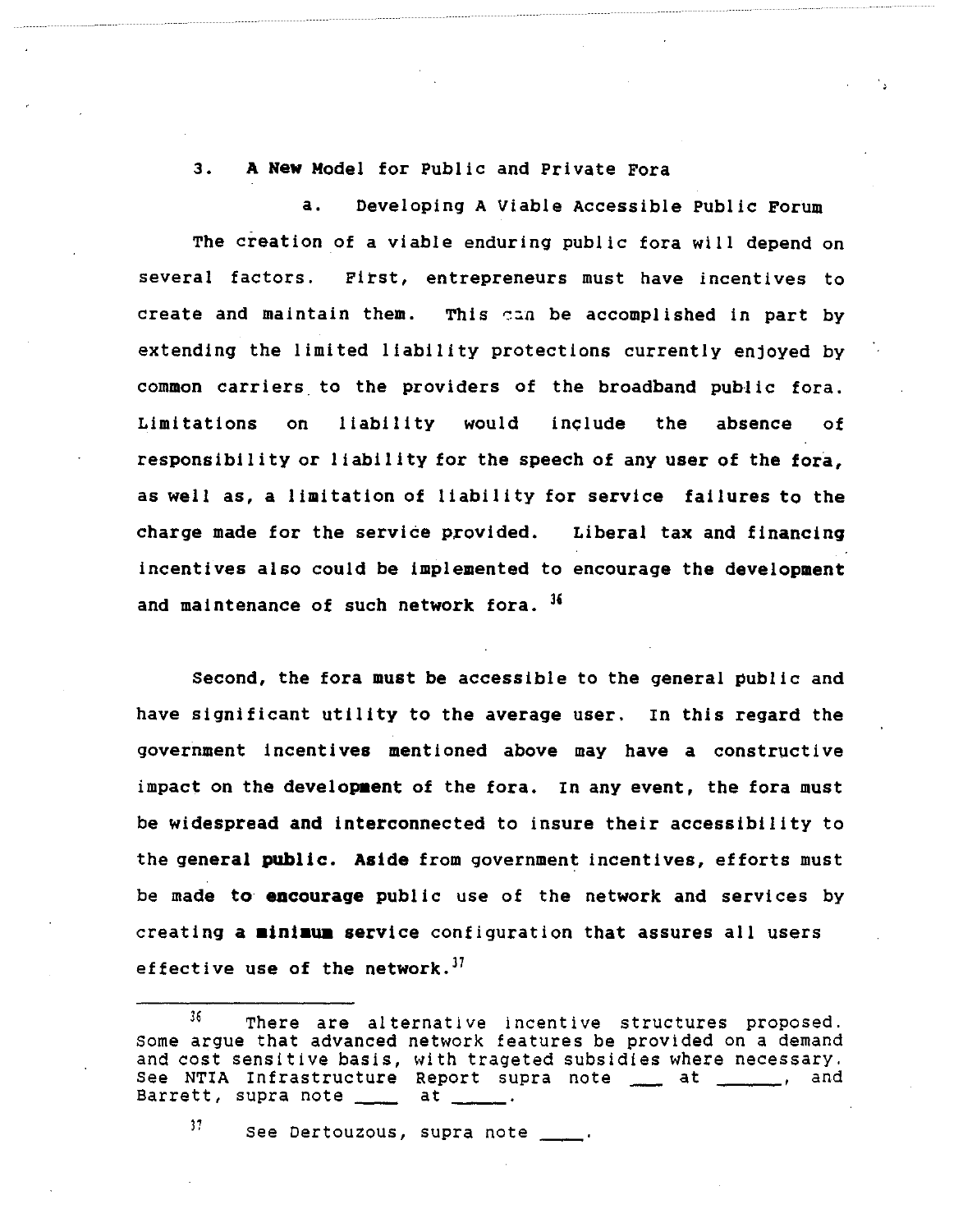3. **A New Model for Public and Private Fora**

a. Developing A Viable Accessible Public Forum

The creation of a viable enduring public fora will depend on several factors. First, entrepreneurs must have incentives to create and maintain them. This can be accomplished in part by extending the limited liability protections currently enjoyed by common carriers to the providers of the broadband public fora. Limitations on liability would include the absence of responsibility or liability for the speech of any user of the fora, as well as, a limitation of liability for service failures to the charge made for the service provided. Liberal tax and financing incentives also could be implemented to encourage the development and maintenance of such network fora. [36]

Second, the fora must be accessible to the general public and have significant utility to the average user. In this regard the government incentives mentioned above may have a constructive impact on the development of the fora. In any event, the fora must be widespread and interconnected to insure their accessibility to the general public. Aside from government incentives, efforts must be made to encourage public use of the network and services by creating a minimum service configuration that assures all users effective use of the network.[37]

---

[36] There are alternative incentive structures proposed. Some argue that advanced network features be provided on a demand and cost sensitive basis, with trageted subsidies where necessary. See NTIA Infrastructure Report supra note ___ at ______, and Barrett, supra note ____ at _____.

[37] See Dertouzous, supra note ____.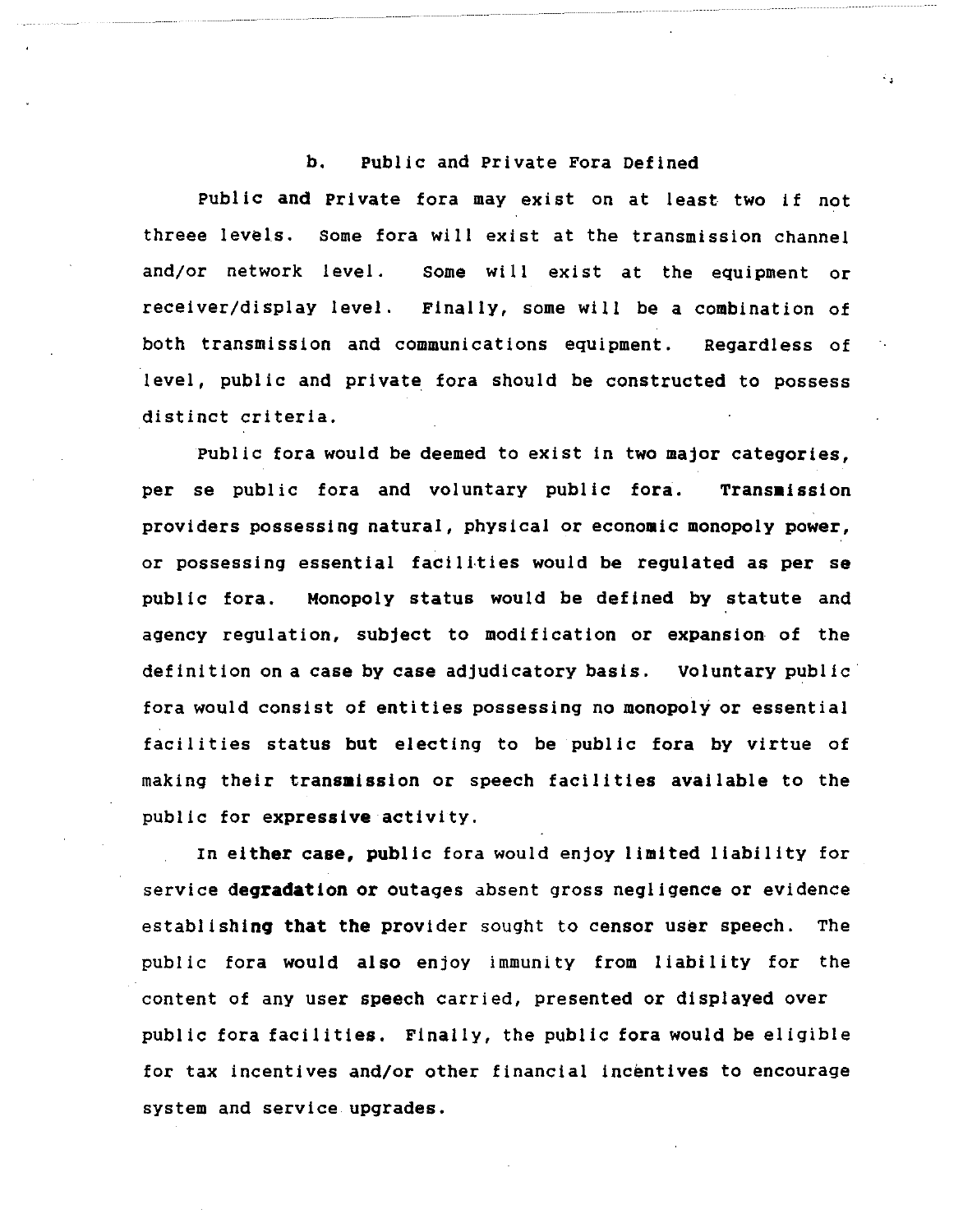### b. Public and Private Fora Defined

Public and Private fora may exist on at least two if not threee levels. Some fora will exist at the transmission channel and/or network level. Some will exist at the equipment or receiver/display level. Finally, some will be a combination of both transmission and communications equipment. Regardless of level, public and private fora should be constructed to possess distinct criteria.

Public fora would be deemed to exist in two major categories, per se public fora and voluntary public fora. Transmission providers possessing natural, physical or economic monopoly power, or possessing essential facilities would be regulated as per se public fora. Monopoly status would be defined by statute and agency regulation, subject to modification or expansion of the definition on a case by case adjudicatory basis. Voluntary public fora would consist of entities possessing no monopoly or essential facilities status but electing to be public fora by virtue of making their transmission or speech facilities available to the public for expressive activity.

In either case, public fora would enjoy limited liability for service degradation or outages absent gross negligence or evidence establishing that the provider sought to censor user speech. The public fora would also enjoy immunity from liability for the content of any user speech carried, presented or displayed over public fora facilities. Finally, the public fora would be eligible for tax incentives and/or other financial incentives to encourage system and service upgrades.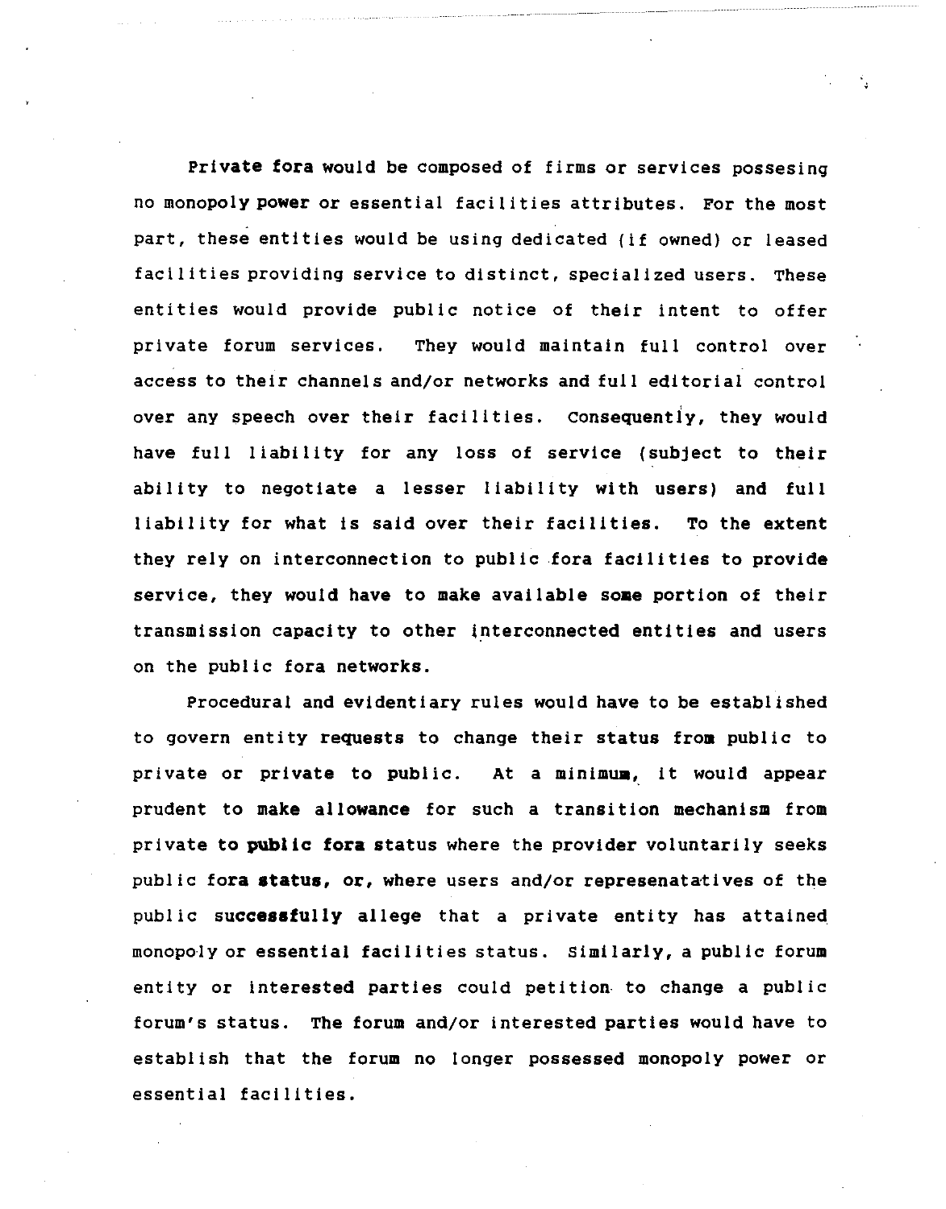Private fora would be composed of firms or services possesing no monopoly power or essential facilities attributes. For the most part, these entities would be using dedicated (if owned) or leased facilities providing service to distinct, specialized users. These entities would provide public notice of their intent to offer private forum services. They would maintain full control over access to their channels and/or networks and full editorial control over any speech over their facilities. Consequently, they would have full liability for any loss of service (subject to their ability to negotiate a lesser liability with users) and full liability for what is said over their facilities. To the extent they rely on interconnection to public fora facilities to provide service, they would have to make available some portion of their transmission capacity to other interconnected entities and users on the public fora networks.

Procedural and evidentiary rules would have to be established to govern entity requests to change their status from public to private or private to public. At a minimum, it would appear prudent to make allowance for such a transition mechanism from private to public fora status where the provider voluntarily seeks public fora status, or, where users and/or represenatatives of the public successfully allege that a private entity has attained monopoly or essential facilities status. Similarly, a public forum entity or interested parties could petition to change a public forum's status. The forum and/or interested parties would have to establish that the forum no longer possessed monopoly power or essential facilities.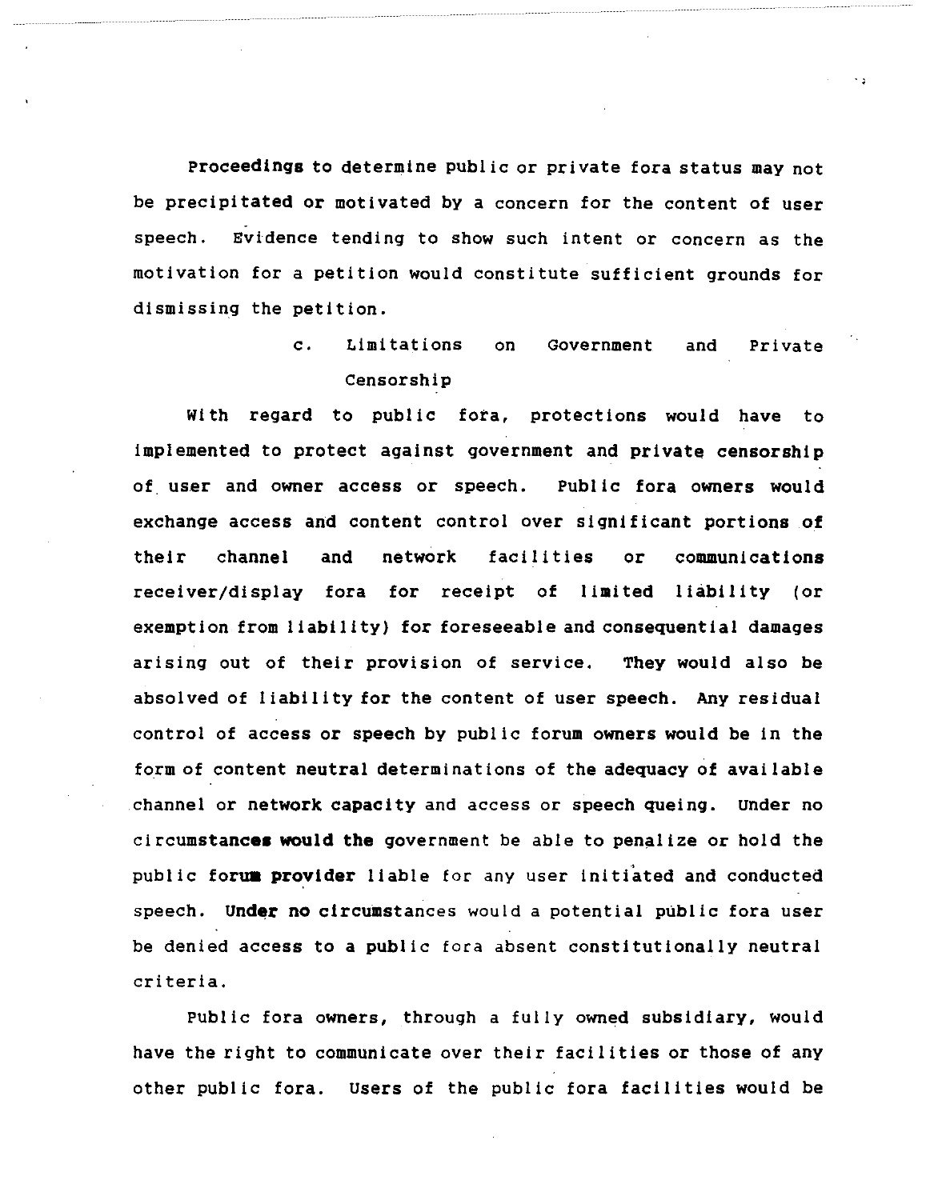Proceedings to determine public or private fora status may not be precipitated or motivated by a concern for the content of user speech. Evidence tending to show such intent or concern as the motivation for a petition would constitute sufficient grounds for dismissing the petition.

### c. Limitations on Government and Private Censorship

With regard to public fora, protections would have to implemented to protect against government and private censorship of user and owner access or speech. Public fora owners would exchange access and content control over significant portions of their channel and network facilities or communications receiver/display fora for receipt of limited liability (or exemption from liability) for foreseeable and consequential damages arising out of their provision of service. They would also be absolved of liability for the content of user speech. Any residual control of access or speech by public forum owners would be in the form of content neutral determinations of the adequacy of available channel or network capacity and access or speech queing. Under no circumstances would the government be able to penalize or hold the public forum provider liable for any user initiated and conducted speech. Under no circumstances would a potential public fora user be denied access to a public fora absent constitutionally neutral criteria.

Public fora owners, through a fully owned subsidiary, would have the right to communicate over their facilities or those of any other public fora. Users of the public fora facilities would be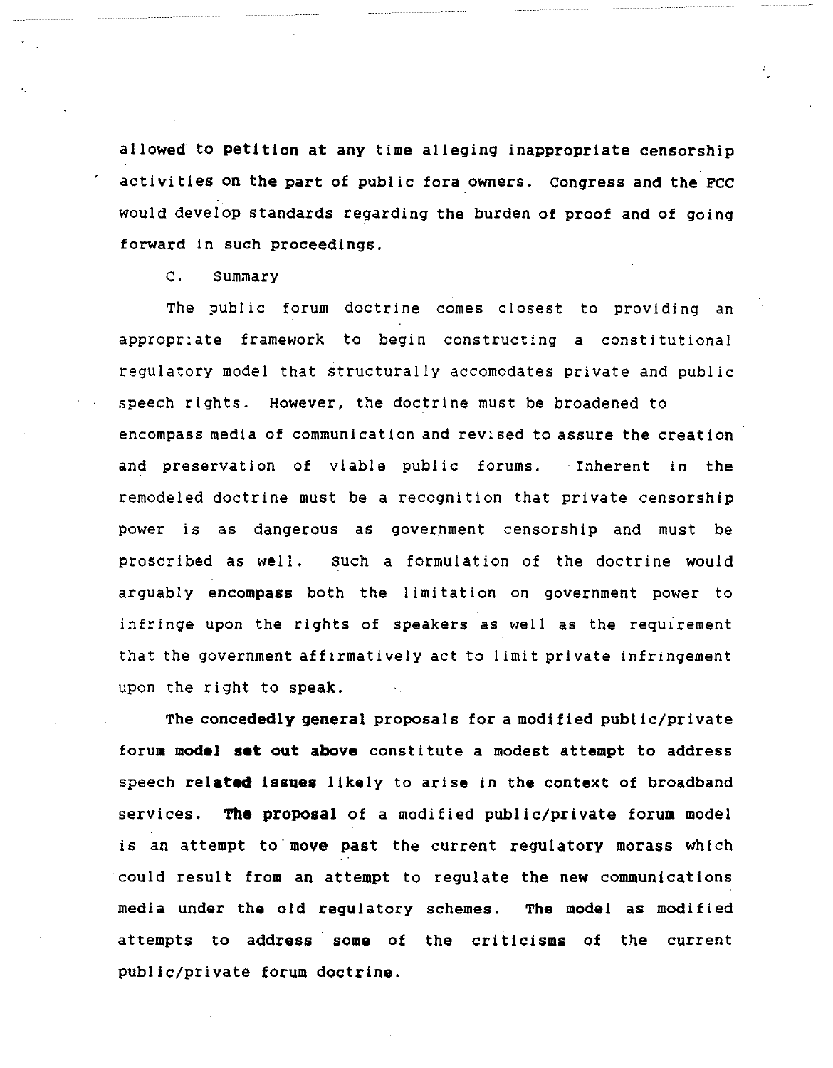allowed to petition at any time alleging inappropriate censorship activities on the part of public fora owners. Congress and the FCC would develop standards regarding the burden of proof and of going forward in such proceedings.

C. Summary

The public forum doctrine comes closest to providing an appropriate framework to begin constructing a constitutional regulatory model that structurally accomodates private and public speech rights. However, the doctrine must be broadened to encompass media of communication and revised to assure the creation and preservation of viable public forums. Inherent in the remodeled doctrine must be a recognition that private censorship power is as dangerous as government censorship and must be proscribed as well. Such a formulation of the doctrine would arguably encompass both the limitation on government power to infringe upon the rights of speakers as well as the requirement that the government affirmatively act to limit private infringement upon the right to speak.

The concededly general proposals for a modified public/private forum model set out above constitute a modest attempt to address speech related issues likely to arise in the context of broadband services. The proposal of a modified public/private forum model is an attempt to move past the current regulatory morass which could result from an attempt to regulate the new communications media under the old regulatory schemes. The model as modified attempts to address some of the criticisms of the current public/private forum doctrine.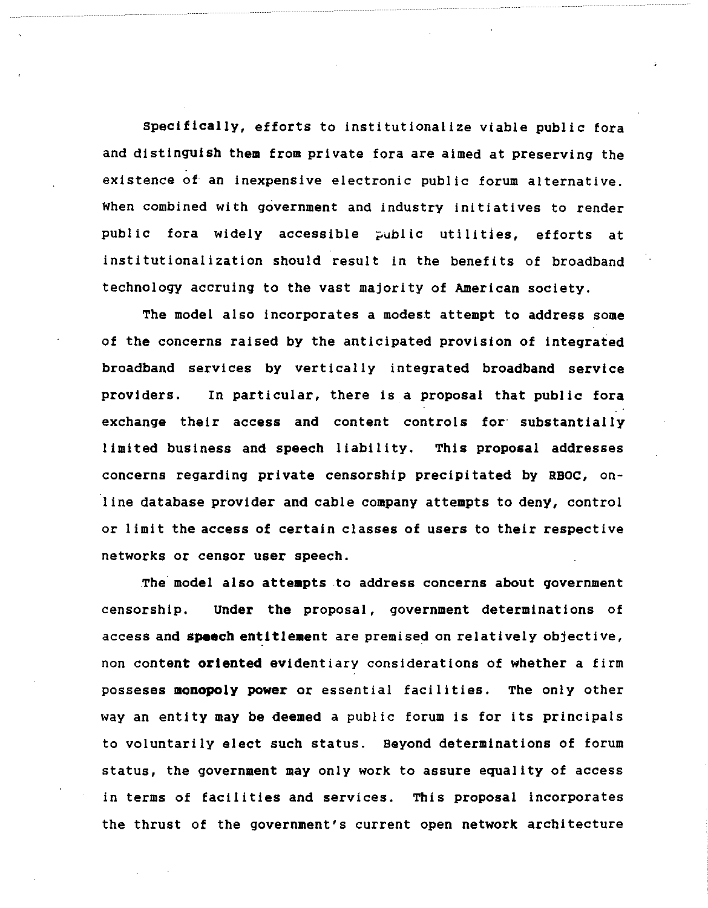Specifically, efforts to institutionalize viable public fora and distinguish them from private fora are aimed at preserving the existence of an inexpensive electronic public forum alternative. When combined with government and industry initiatives to render public fora widely accessible public utilities, efforts at institutionalization should result in the benefits of broadband technology accruing to the vast majority of American society.

The model also incorporates a modest attempt to address some of the concerns raised by the anticipated provision of integrated broadband services by vertically integrated broadband service providers. In particular, there is a proposal that public fora exchange their access and content controls for substantially limited business and speech liability. This proposal addresses concerns regarding private censorship precipitated by RBOC, on-line database provider and cable company attempts to deny, control or limit the access of certain classes of users to their respective networks or censor user speech.

The model also attempts to address concerns about government censorship. Under the proposal, government determinations of access and speech entitlement are premised on relatively objective, non content oriented evidentiary considerations of whether a firm posseses monopoly power or essential facilities. The only other way an entity may be deemed a public forum is for its principals to voluntarily elect such status. Beyond determinations of forum status, the government may only work to assure equality of access in terms of facilities and services. This proposal incorporates the thrust of the government's current open network architecture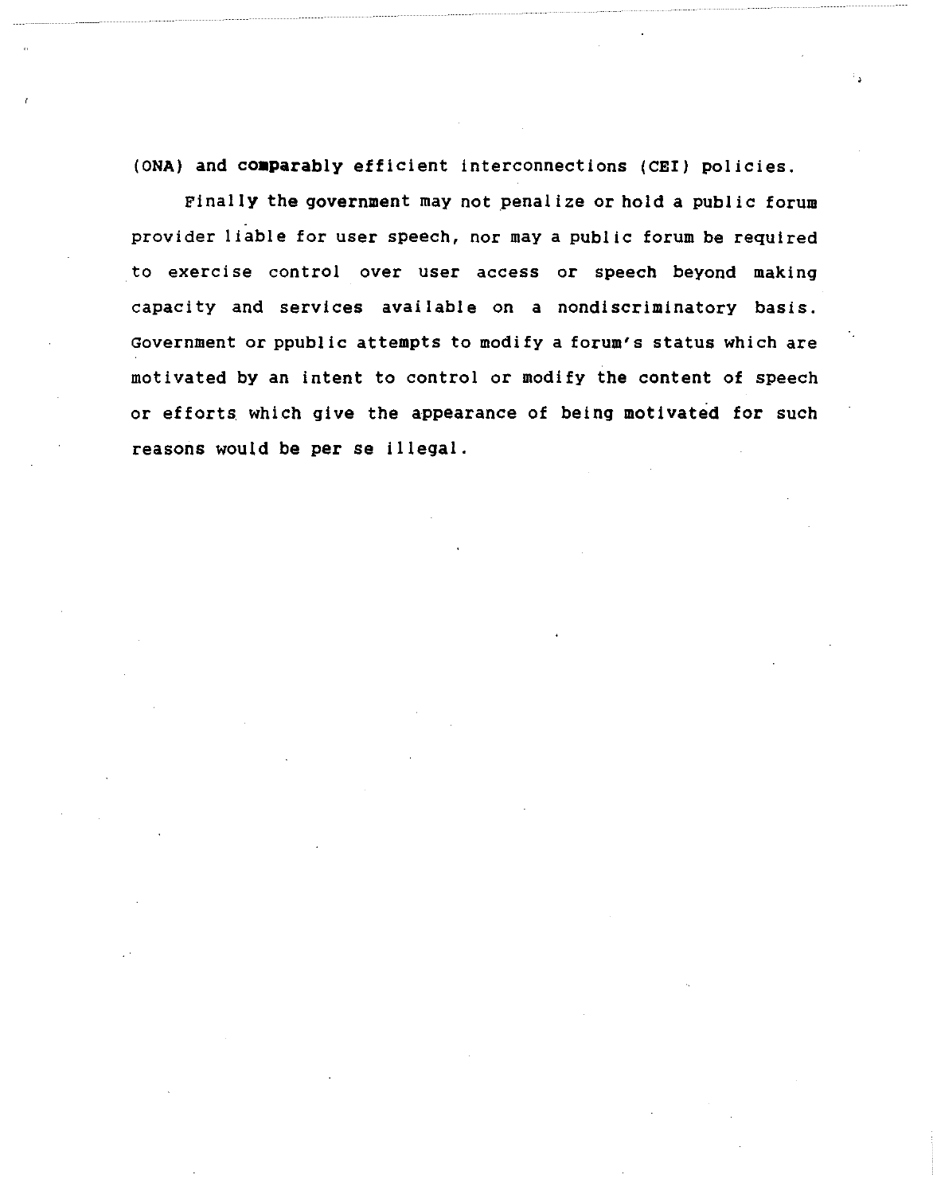(ONA) and comparably efficient interconnections (CEI) policies.

Finally the government may not penalize or hold a public forum provider liable for user speech, nor may a public forum be required to exercise control over user access or speech beyond making capacity and services available on a nondiscriminatory basis. Government or ppublic attempts to modify a forum's status which are motivated by an intent to control or modify the content of speech or efforts which give the appearance of being motivated for such reasons would be per se illegal.